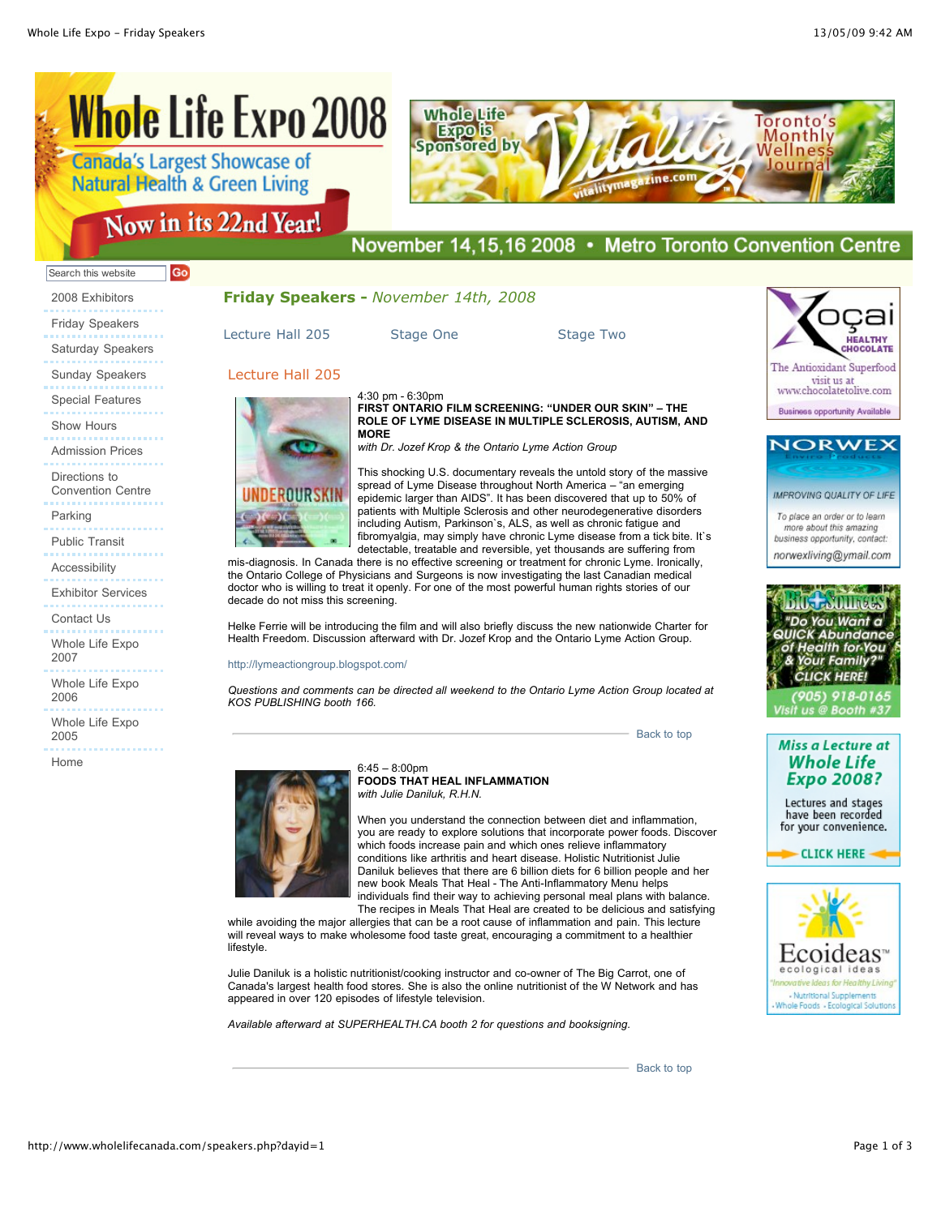Whole Life Expo 2008

Canada's Largest Showcase of Natural Health & Green Living

Now in its 22nd Year!

November 14,15,16 2008 • Metro Toronto Convention Centre

Search this website Go

- 2008 Exhibitors
- Friday Speakers
- Saturday Speakers
- Sunday Speakers
- Special Features
- Show Hours
- Admission Prices
- Directions to Convention Centre
- Parking
- Public Transit
- Accessibility
- Exhibitor Services
- Contact Us
- Whole Life Expo 2007
- Whole Life Expo 2006
- Whole Life Expo 2005
- Home

## Friday Speakers - *November 14th, 2008*

Lecture Hall 205 | Stage One | Stage Two

### Lecture Hall 205

4:30 pm - 6:30pm
**FIRST ONTARIO FILM SCREENING: "UNDER OUR SKIN" – THE ROLE OF LYME DISEASE IN MULTIPLE SCLEROSIS, AUTISM, AND MORE**
*with Dr. Jozef Krop & the Ontario Lyme Action Group*

This shocking U.S. documentary reveals the untold story of the massive spread of Lyme Disease throughout North America – "an emerging epidemic larger than AIDS". It has been discovered that up to 50% of patients with Multiple Sclerosis and other neurodegenerative disorders including Autism, Parkinson`s, ALS, as well as chronic fatigue and fibromyalgia, may simply have chronic Lyme disease from a tick bite. It`s detectable, treatable and reversible, yet thousands are suffering from mis-diagnosis. In Canada there is no effective screening or treatment for chronic Lyme. Ironically, the Ontario College of Physicians and Surgeons is now investigating the last Canadian medical doctor who is willing to treat it openly. For one of the most powerful human rights stories of our decade do not miss this screening.

Helke Ferrie will be introducing the film and will also briefly discuss the new nationwide Charter for Health Freedom. Discussion afterward with Dr. Jozef Krop and the Ontario Lyme Action Group.

http://lymeactiongroup.blogspot.com/

*Questions and comments can be directed all weekend to the Ontario Lyme Action Group located at KOS PUBLISHING booth 166.*

Back to top

6:45 – 8:00pm
**FOODS THAT HEAL INFLAMMATION**
*with Julie Daniluk, R.H.N.*

When you understand the connection between diet and inflammation, you are ready to explore solutions that incorporate power foods. Discover which foods increase pain and which ones relieve inflammatory conditions like arthritis and heart disease. Holistic Nutritionist Julie Daniluk believes that there are 6 billion diets for 6 billion people and her new book Meals That Heal - The Anti-Inflammatory Menu helps individuals find their way to achieving personal meal plans with balance. The recipes in Meals That Heal are created to be delicious and satisfying while avoiding the major allergies that can be a root cause of inflammation and pain. This lecture will reveal ways to make wholesome food taste great, encouraging a commitment to a healthier lifestyle.

Julie Daniluk is a holistic nutritionist/cooking instructor and co-owner of The Big Carrot, one of Canada's largest health food stores. She is also the online nutritionist of the W Network and has appeared in over 120 episodes of lifestyle television.

*Available afterward at SUPERHEALTH.CA booth 2 for questions and booksigning.*

Back to top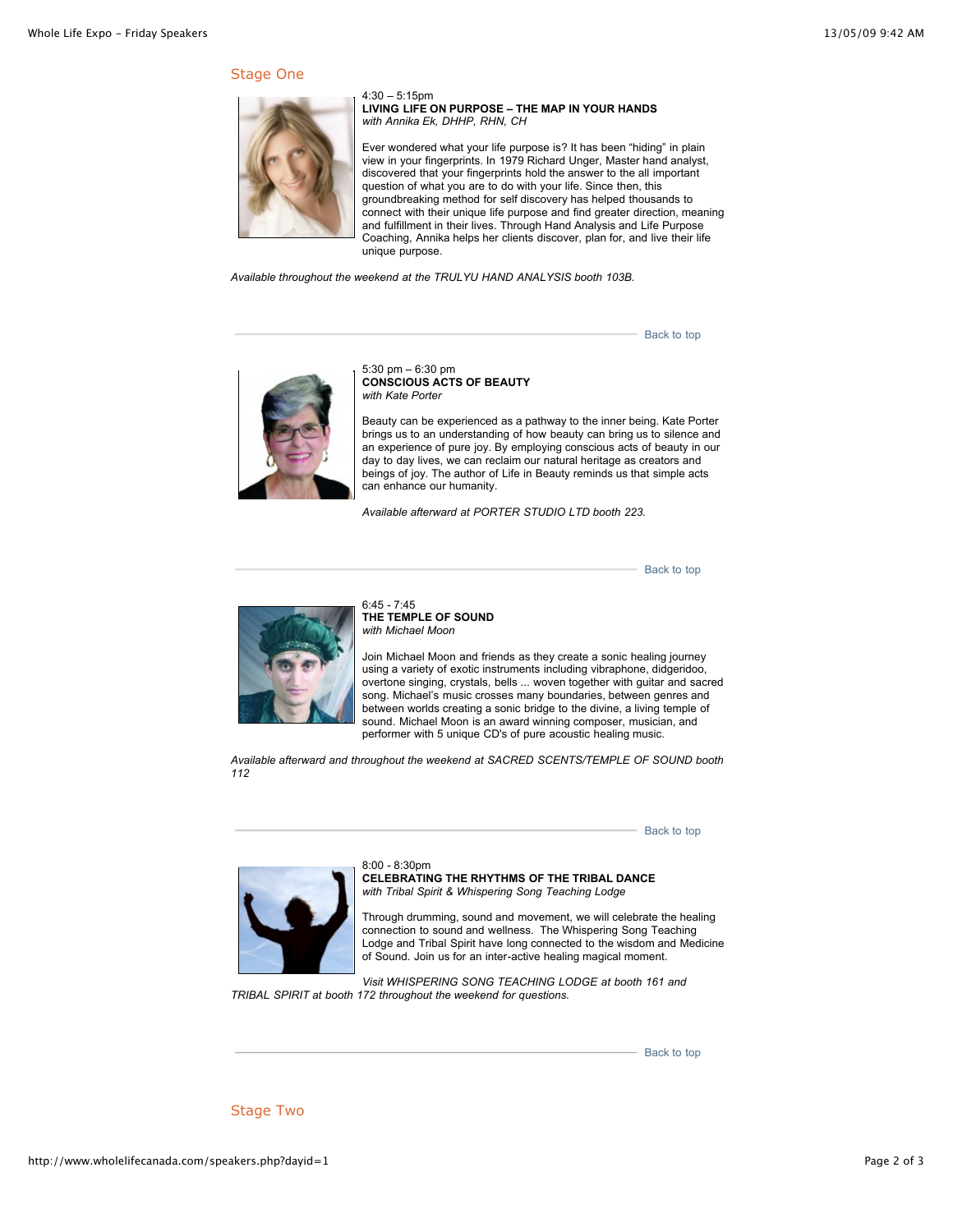## Stage One

4:30 – 5:15pm
**LIVING LIFE ON PURPOSE – THE MAP IN YOUR HANDS**
*with Annika Ek, DHHP, RHN, CH*

Ever wondered what your life purpose is? It has been "hiding" in plain view in your fingerprints. In 1979 Richard Unger, Master hand analyst, discovered that your fingerprints hold the answer to the all important question of what you are to do with your life. Since then, this groundbreaking method for self discovery has helped thousands to connect with their unique life purpose and find greater direction, meaning and fulfillment in their lives. Through Hand Analysis and Life Purpose Coaching, Annika helps her clients discover, plan for, and live their life unique purpose.

*Available throughout the weekend at the TRULYU HAND ANALYSIS booth 103B.*

Back to top

5:30 pm – 6:30 pm
**CONSCIOUS ACTS OF BEAUTY**
*with Kate Porter*

Beauty can be experienced as a pathway to the inner being. Kate Porter brings us to an understanding of how beauty can bring us to silence and an experience of pure joy. By employing conscious acts of beauty in our day to day lives, we can reclaim our natural heritage as creators and beings of joy. The author of Life in Beauty reminds us that simple acts can enhance our humanity.

*Available afterward at PORTER STUDIO LTD booth 223.*

Back to top

6:45 - 7:45
**THE TEMPLE OF SOUND**
*with Michael Moon*

Join Michael Moon and friends as they create a sonic healing journey using a variety of exotic instruments including vibraphone, didgeridoo, overtone singing, crystals, bells ... woven together with guitar and sacred song. Michael's music crosses many boundaries, between genres and between worlds creating a sonic bridge to the divine, a living temple of sound. Michael Moon is an award winning composer, musician, and performer with 5 unique CD's of pure acoustic healing music.

*Available afterward and throughout the weekend at SACRED SCENTS/TEMPLE OF SOUND booth 112*

Back to top

8:00 - 8:30pm
**CELEBRATING THE RHYTHMS OF THE TRIBAL DANCE**
*with Tribal Spirit & Whispering Song Teaching Lodge*

Through drumming, sound and movement, we will celebrate the healing connection to sound and wellness. The Whispering Song Teaching Lodge and Tribal Spirit have long connected to the wisdom and Medicine of Sound. Join us for an inter-active healing magical moment.

*Visit WHISPERING SONG TEACHING LODGE at booth 161 and TRIBAL SPIRIT at booth 172 throughout the weekend for questions.*

Back to top

## Stage Two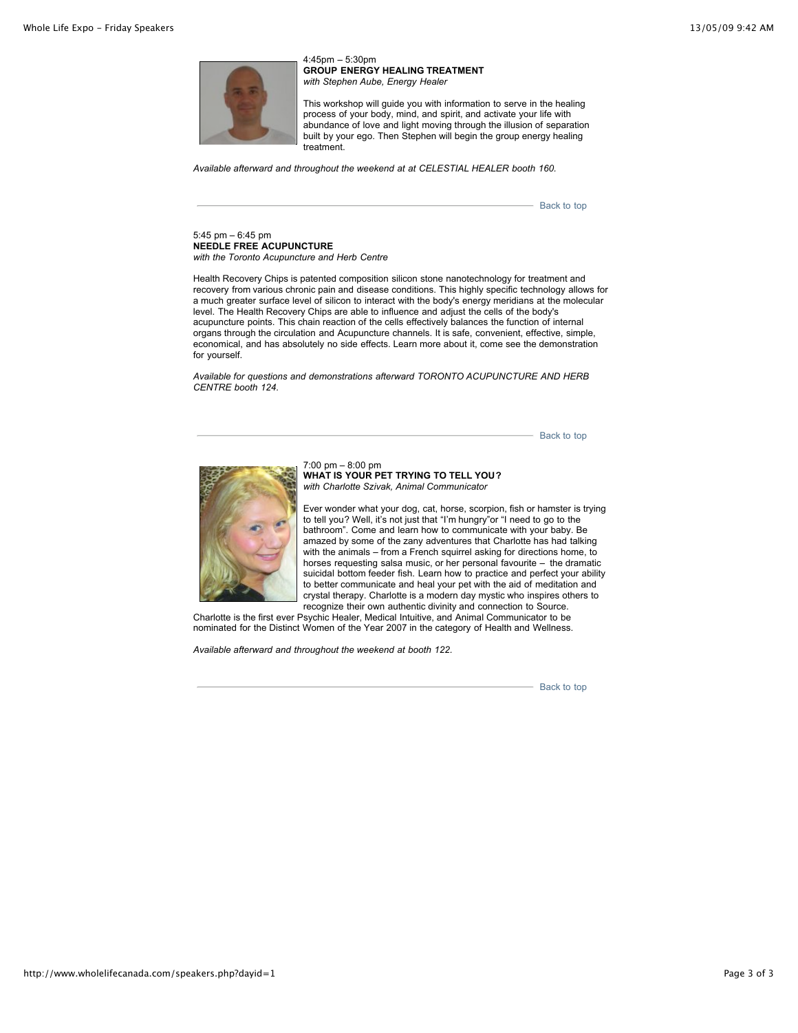4:45pm – 5:30pm
**GROUP ENERGY HEALING TREATMENT**
*with Stephen Aube, Energy Healer*

This workshop will guide you with information to serve in the healing process of your body, mind, and spirit, and activate your life with abundance of love and light moving through the illusion of separation built by your ego. Then Stephen will begin the group energy healing treatment.

*Available afterward and throughout the weekend at at CELESTIAL HEALER booth 160.*

---

Back to top

5:45 pm – 6:45 pm
**NEEDLE FREE ACUPUNCTURE**
*with the Toronto Acupuncture and Herb Centre*

Health Recovery Chips is patented composition silicon stone nanotechnology for treatment and recovery from various chronic pain and disease conditions. This highly specific technology allows for a much greater surface level of silicon to interact with the body's energy meridians at the molecular level. The Health Recovery Chips are able to influence and adjust the cells of the body's acupuncture points. This chain reaction of the cells effectively balances the function of internal organs through the circulation and Acupuncture channels. It is safe, convenient, effective, simple, economical, and has absolutely no side effects. Learn more about it, come see the demonstration for yourself.

*Available for questions and demonstrations afterward TORONTO ACUPUNCTURE AND HERB CENTRE booth 124.*

---

Back to top

7:00 pm – 8:00 pm
**WHAT IS YOUR PET TRYING TO TELL YOU?**
*with Charlotte Szivak, Animal Communicator*

Ever wonder what your dog, cat, horse, scorpion, fish or hamster is trying to tell you? Well, it's not just that "I'm hungry"or "I need to go to the bathroom". Come and learn how to communicate with your baby. Be amazed by some of the zany adventures that Charlotte has had talking with the animals – from a French squirrel asking for directions home, to horses requesting salsa music, or her personal favourite – the dramatic suicidal bottom feeder fish. Learn how to practice and perfect your ability to better communicate and heal your pet with the aid of meditation and crystal therapy. Charlotte is a modern day mystic who inspires others to recognize their own authentic divinity and connection to Source.
Charlotte is the first ever Psychic Healer, Medical Intuitive, and Animal Communicator to be nominated for the Distinct Women of the Year 2007 in the category of Health and Wellness.

*Available afterward and throughout the weekend at booth 122.*

---

Back to top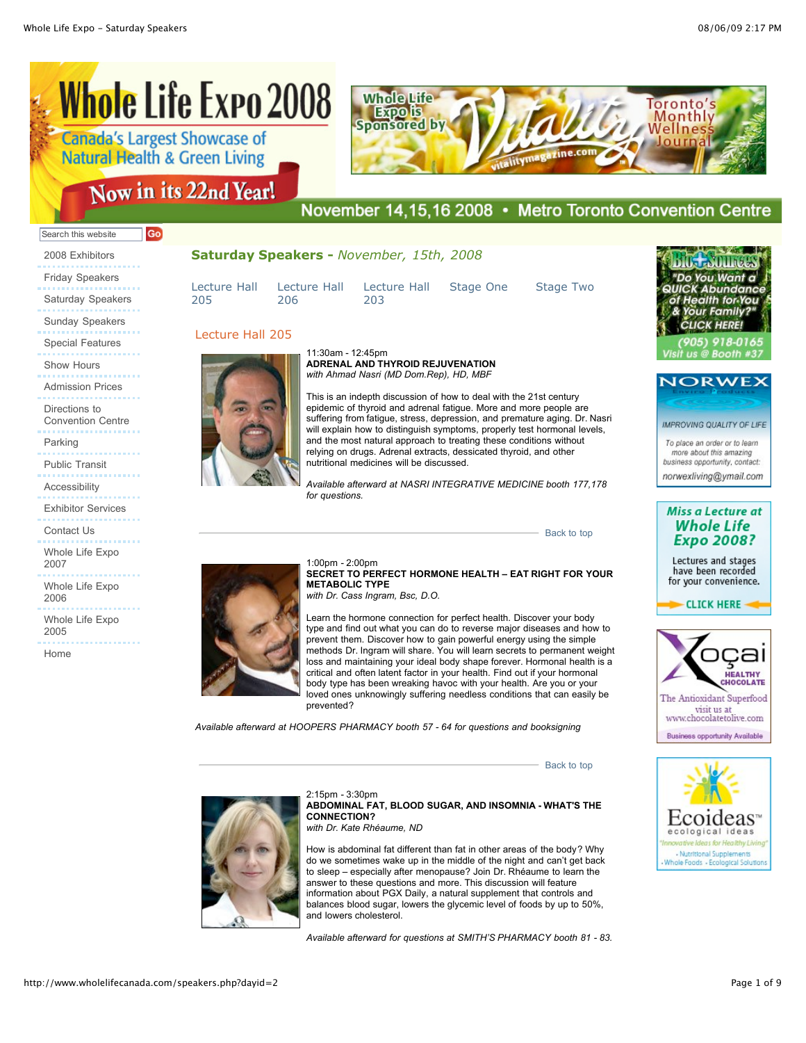# Whole Life Expo 2008

Canada's Largest Showcase of Natural Health & Green Living

Now in its 22nd Year!

November 14,15,16 2008 • Metro Toronto Convention Centre

Whole Life Expo is Sponsored by Vitality — Toronto's Monthly Wellness Journal — vitalitymagazine.com

Search this website Go

- 2008 Exhibitors
- Friday Speakers
- Saturday Speakers
- Sunday Speakers
- Special Features
- Show Hours
- Admission Prices
- Directions to Convention Centre
- Parking
- Public Transit
- Accessibility
- Exhibitor Services
- Contact Us
- Whole Life Expo 2007
- Whole Life Expo 2006
- Whole Life Expo 2005
- Home

## Saturday Speakers - *November, 15th, 2008*

Lecture Hall 205 | Lecture Hall 206 | Lecture Hall 203 | Stage One | Stage Two

### Lecture Hall 205

11:30am - 12:45pm
**ADRENAL AND THYROID REJUVENATION**
*with Ahmad Nasri (MD Dom.Rep), HD, MBF*

This is an indepth discussion of how to deal with the 21st century epidemic of thyroid and adrenal fatigue. More and more people are suffering from fatigue, stress, depression, and premature aging. Dr. Nasri will explain how to distinguish symptoms, properly test hormonal levels, and the most natural approach to treating these conditions without relying on drugs. Adrenal extracts, dessicated thyroid, and other nutritional medicines will be discussed.

*Available afterward at NASRI INTEGRATIVE MEDICINE booth 177,178 for questions.*

Back to top

1:00pm - 2:00pm
**SECRET TO PERFECT HORMONE HEALTH – EAT RIGHT FOR YOUR METABOLIC TYPE**
*with Dr. Cass Ingram, Bsc, D.O.*

Learn the hormone connection for perfect health. Discover your body type and find out what you can do to reverse major diseases and how to prevent them. Discover how to gain powerful energy using the simple methods Dr. Ingram will share. You will learn secrets to permanent weight loss and maintaining your ideal body shape forever. Hormonal health is a critical and often latent factor in your health. Find out if your hormonal body type has been wreaking havoc with your health. Are you or your loved ones unknowingly suffering needless conditions that can easily be prevented?

*Available afterward at HOOPERS PHARMACY booth 57 - 64 for questions and booksigning*

Back to top

2:15pm - 3:30pm
**ABDOMINAL FAT, BLOOD SUGAR, AND INSOMNIA - WHAT'S THE CONNECTION?**
*with Dr. Kate Rhéaume, ND*

How is abdominal fat different than fat in other areas of the body? Why do we sometimes wake up in the middle of the night and can't get back to sleep – especially after menopause? Join Dr. Rhéaume to learn the answer to these questions and more. This discussion will feature information about PGX Daily, a natural supplement that controls and balances blood sugar, lowers the glycemic level of foods by up to 50%, and lowers cholesterol.

*Available afterward for questions at SMITH'S PHARMACY booth 81 - 83.*

---

Bio-Sources: "Do You Want a QUICK Abundance of Health for You & Your Family?" CLICK HERE! (905) 918-0165 Visit us @ Booth #37

NORWEX Enviro Products — IMPROVING QUALITY OF LIFE. To place an order or to learn more about this amazing business opportunity, contact: norwexliving@ymail.com

Miss a Lecture at Whole Life Expo 2008? Lectures and stages have been recorded for your convenience. CLICK HERE

Xoçai Healthy Chocolate — The Antioxidant Superfood — visit us at www.chocolatetolive.com — Business opportunity Available

Ecoideas™ ecological ideas — "Innovative Ideas for Healthy Living" • Nutritional Supplements • Whole Foods • Ecological Solutions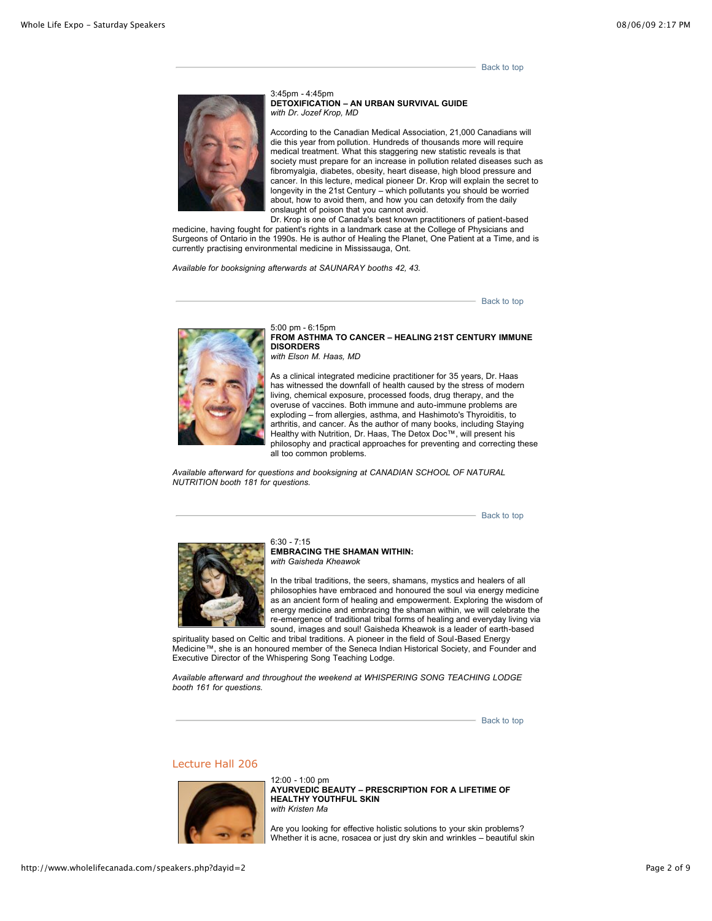Back to top

3:45pm - 4:45pm
**DETOXIFICATION – AN URBAN SURVIVAL GUIDE**
*with Dr. Jozef Krop, MD*

According to the Canadian Medical Association, 21,000 Canadians will die this year from pollution. Hundreds of thousands more will require medical treatment. What this staggering new statistic reveals is that society must prepare for an increase in pollution related diseases such as fibromyalgia, diabetes, obesity, heart disease, high blood pressure and cancer. In this lecture, medical pioneer Dr. Krop will explain the secret to longevity in the 21st Century – which pollutants you should be worried about, how to avoid them, and how you can detoxify from the daily onslaught of poison that you cannot avoid.
Dr. Krop is one of Canada's best known practitioners of patient-based medicine, having fought for patient's rights in a landmark case at the College of Physicians and Surgeons of Ontario in the 1990s. He is author of Healing the Planet, One Patient at a Time, and is currently practising environmental medicine in Mississauga, Ont.

*Available for booksigning afterwards at SAUNARAY booths 42, 43.*

Back to top

5:00 pm - 6:15pm
**FROM ASTHMA TO CANCER – HEALING 21ST CENTURY IMMUNE DISORDERS**
*with Elson M. Haas, MD*

As a clinical integrated medicine practitioner for 35 years, Dr. Haas has witnessed the downfall of health caused by the stress of modern living, chemical exposure, processed foods, drug therapy, and the overuse of vaccines. Both immune and auto-immune problems are exploding – from allergies, asthma, and Hashimoto's Thyroiditis, to arthritis, and cancer. As the author of many books, including Staying Healthy with Nutrition, Dr. Haas, The Detox Doc™, will present his philosophy and practical approaches for preventing and correcting these all too common problems.

*Available afterward for questions and booksigning at CANADIAN SCHOOL OF NATURAL NUTRITION booth 181 for questions.*

Back to top

6:30 - 7:15
**EMBRACING THE SHAMAN WITHIN:**
*with Gaisheda Kheawok*

In the tribal traditions, the seers, shamans, mystics and healers of all philosophies have embraced and honoured the soul via energy medicine as an ancient form of healing and empowerment. Exploring the wisdom of energy medicine and embracing the shaman within, we will celebrate the re-emergence of traditional tribal forms of healing and everyday living via sound, images and soul! Gaisheda Kheawok is a leader of earth-based spirituality based on Celtic and tribal traditions. A pioneer in the field of Soul-Based Energy Medicine™, she is an honoured member of the Seneca Indian Historical Society, and Founder and Executive Director of the Whispering Song Teaching Lodge.

*Available afterward and throughout the weekend at WHISPERING SONG TEACHING LODGE booth 161 for questions.*

Back to top

## Lecture Hall 206

12:00 - 1:00 pm
**AYURVEDIC BEAUTY – PRESCRIPTION FOR A LIFETIME OF HEALTHY YOUTHFUL SKIN**
*with Kristen Ma*

Are you looking for effective holistic solutions to your skin problems? Whether it is acne, rosacea or just dry skin and wrinkles – beautiful skin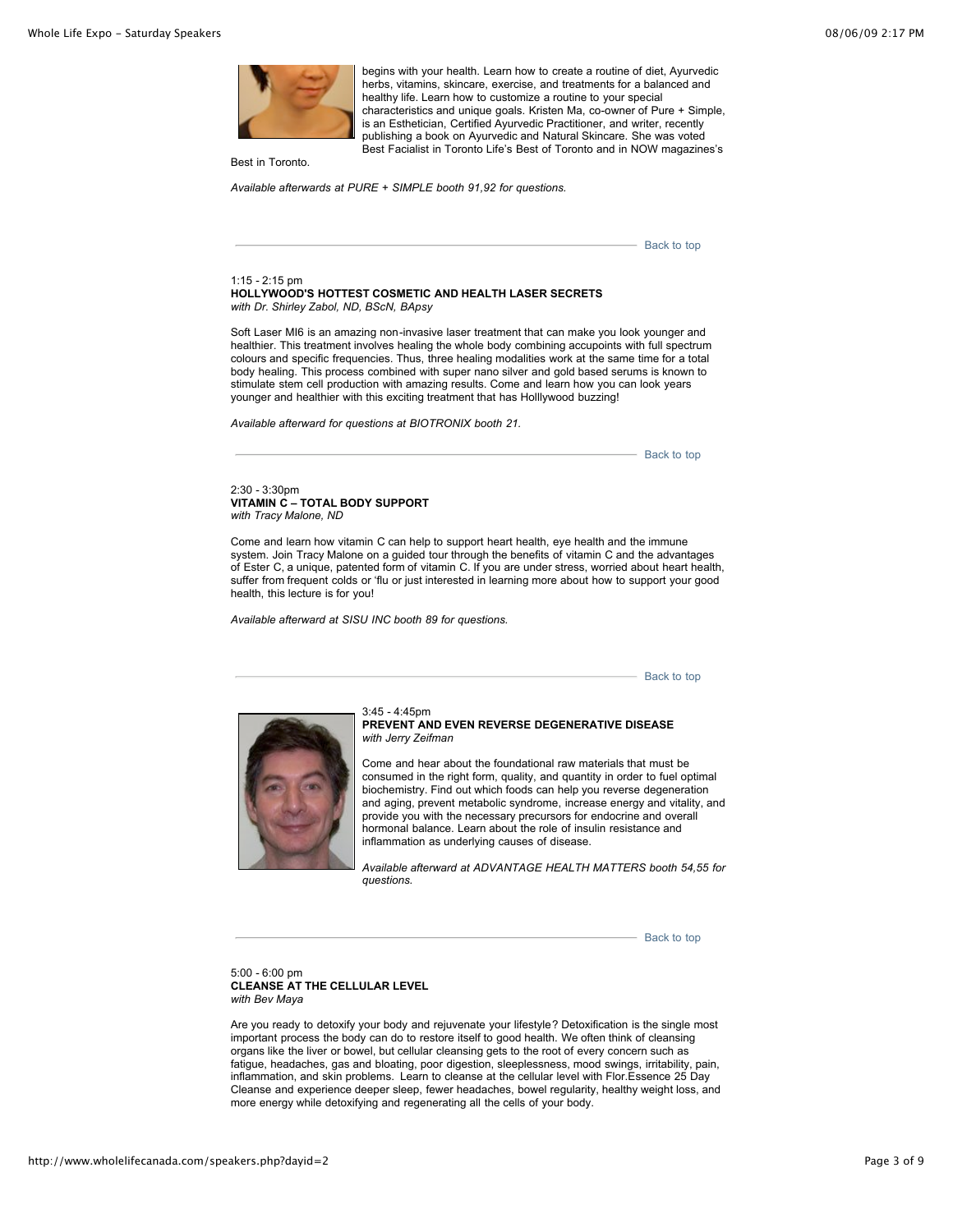begins with your health. Learn how to create a routine of diet, Ayurvedic herbs, vitamins, skincare, exercise, and treatments for a balanced and healthy life. Learn how to customize a routine to your special characteristics and unique goals. Kristen Ma, co-owner of Pure + Simple, is an Esthetician, Certified Ayurvedic Practitioner, and writer, recently publishing a book on Ayurvedic and Natural Skincare. She was voted Best Facialist in Toronto Life's Best of Toronto and in NOW magazines's Best in Toronto.

*Available afterwards at PURE + SIMPLE booth 91,92 for questions.*

Back to top

1:15 - 2:15 pm
**HOLLYWOOD'S HOTTEST COSMETIC AND HEALTH LASER SECRETS**
*with Dr. Shirley Zabol, ND, BScN, BApsy*

Soft Laser MI6 is an amazing non-invasive laser treatment that can make you look younger and healthier. This treatment involves healing the whole body combining with accupoints with full spectrum colours and specific frequencies. Thus, three healing modalities work at the same time for a total body healing. This process combined with super nano silver and gold based serums is known to stimulate stem cell production with amazing results. Come and learn how you can look years younger and healthier with this exciting treatment that has Holllywood buzzing!

*Available afterward for questions at BIOTRONIX booth 21.*

Back to top

2:30 - 3:30pm
**VITAMIN C – TOTAL BODY SUPPORT**
*with Tracy Malone, ND*

Come and learn how vitamin C can help to support heart health, eye health and the immune system. Join Tracy Malone on a guided tour through the benefits of vitamin C and the advantages of Ester C, a unique, patented form of vitamin C. If you are under stress, worried about heart health, suffer from frequent colds or 'flu or just interested in learning more about how to support your good health, this lecture is for you!

*Available afterward at SISU INC booth 89 for questions.*

Back to top

3:45 - 4:45pm
**PREVENT AND EVEN REVERSE DEGENERATIVE DISEASE**
*with Jerry Zeifman*

Come and hear about the foundational raw materials that must be consumed in the right form, quality, and quantity in order to fuel optimal biochemistry. Find out which foods can help you reverse degeneration and aging, prevent metabolic syndrome, increase energy and vitality, and provide you with the necessary precursors for endocrine and overall hormonal balance. Learn about the role of insulin resistance and inflammation as underlying causes of disease.

*Available afterward at ADVANTAGE HEALTH MATTERS booth 54,55 for questions.*

Back to top

5:00 - 6:00 pm
**CLEANSE AT THE CELLULAR LEVEL**
*with Bev Maya*

Are you ready to detoxify your body and rejuvenate your lifestyle? Detoxification is the single most important process the body can do to restore itself to good health. We often think of cleansing organs like the liver or bowel, but cellular cleansing gets to the root of every concern such as fatigue, headaches, gas and bloating, poor digestion, sleeplessness, mood swings, irritability, pain, inflammation, and skin problems. Learn to cleanse at the cellular level with Flor.Essence 25 Day Cleanse and experience deeper sleep, fewer headaches, bowel regularity, healthy weight loss, and more energy while detoxifying and regenerating all the cells of your body.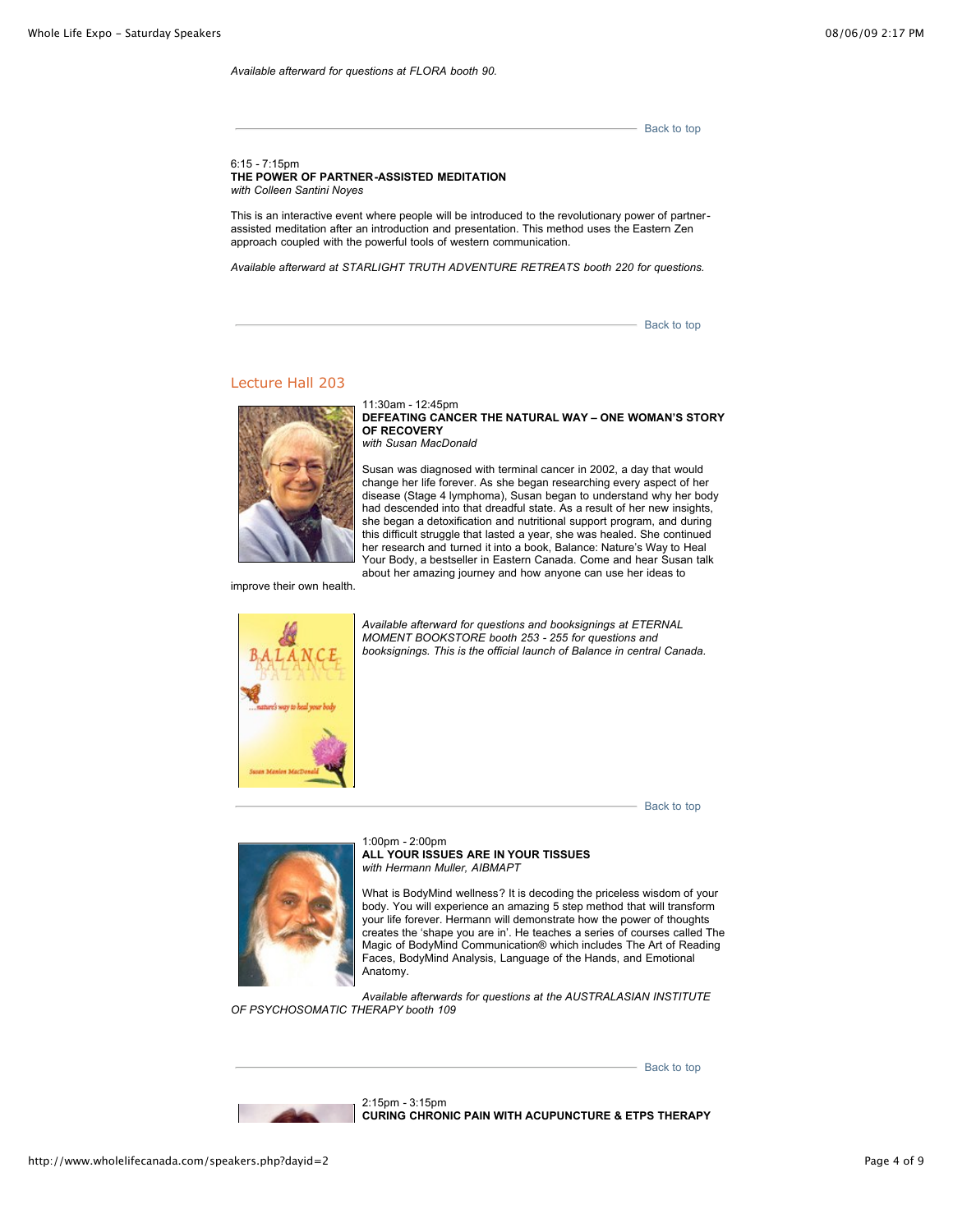*Available afterward for questions at FLORA booth 90.*

Back to top

6:15 - 7:15pm
**THE POWER OF PARTNER-ASSISTED MEDITATION**
*with Colleen Santini Noyes*

This is an interactive event where people will be introduced to the revolutionary power of partner-assisted meditation after an introduction and presentation. This method uses the Eastern Zen approach coupled with the powerful tools of western communication.

*Available afterward at STARLIGHT TRUTH ADVENTURE RETREATS booth 220 for questions.*

Back to top

## Lecture Hall 203

11:30am - 12:45pm
**DEFEATING CANCER THE NATURAL WAY – ONE WOMAN'S STORY OF RECOVERY**
*with Susan MacDonald*

Susan was diagnosed with terminal cancer in 2002, a day that would change her life forever. As she began researching every aspect of her disease (Stage 4 lymphoma), Susan began to understand why her body had descended into that dreadful state. As a result of her new insights, she began a detoxification and nutritional support program, and during this difficult struggle that lasted a year, she was healed. She continued her research and turned it into a book, Balance: Nature's Way to Heal Your Body, a bestseller in Eastern Canada. Come and hear Susan talk about her amazing journey and how anyone can use her ideas to improve their own health.

*Available afterward for questions and booksignings at ETERNAL MOMENT BOOKSTORE booth 253 - 255 for questions and booksignings. This is the official launch of Balance in central Canada.*

Back to top

1:00pm - 2:00pm
**ALL YOUR ISSUES ARE IN YOUR TISSUES**
*with Hermann Muller, AIBMAPT*

What is BodyMind wellness? It is decoding the priceless wisdom of your body. You will experience an amazing 5 step method that will transform your life forever. Hermann will demonstrate how the power of thoughts creates the 'shape you are in'. He teaches a series of courses called The Magic of BodyMind Communication® which includes The Art of Reading Faces, BodyMind Analysis, Language of the Hands, and Emotional Anatomy.

*Available afterwards for questions at the AUSTRALASIAN INSTITUTE OF PSYCHOSOMATIC THERAPY booth 109*

Back to top

2:15pm - 3:15pm
**CURING CHRONIC PAIN WITH ACUPUNCTURE & ETPS THERAPY**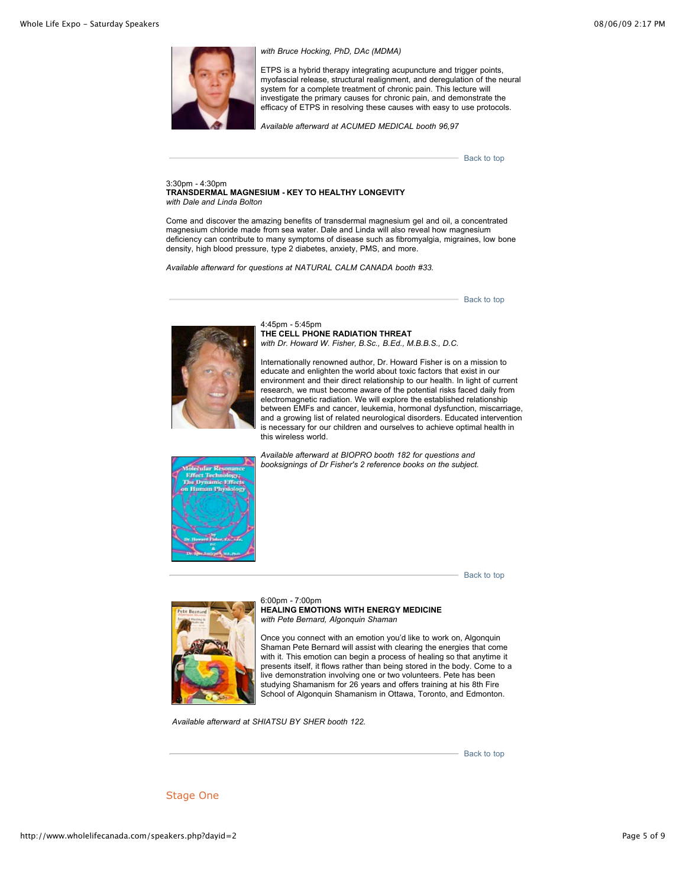*with Bruce Hocking, PhD, DAc (MDMA)*

ETPS is a hybrid therapy integrating acupuncture and trigger points, myofascial release, structural realignment, and deregulation of the neural system for a complete treatment of chronic pain. This lecture will investigate the primary causes for chronic pain, and demonstrate the efficacy of ETPS in resolving these causes with easy to use protocols.

*Available afterward at ACUMED MEDICAL booth 96,97*

Back to top

---

3:30pm - 4:30pm
**TRANSDERMAL MAGNESIUM - KEY TO HEALTHY LONGEVITY**
*with Dale and Linda Bolton*

Come and discover the amazing benefits of transdermal magnesium gel and oil, a concentrated magnesium chloride made from sea water. Dale and Linda will also reveal how magnesium deficiency can contribute to many symptoms of disease such as fibromyalgia, migraines, low bone density, high blood pressure, type 2 diabetes, anxiety, PMS, and more.

*Available afterward for questions at NATURAL CALM CANADA booth #33.*

Back to top

---

4:45pm - 5:45pm
**THE CELL PHONE RADIATION THREAT**
*with Dr. Howard W. Fisher, B.Sc., B.Ed., M.B.B.S., D.C.*

Internationally renowned author, Dr. Howard Fisher is on a mission to educate and enlighten the world about toxic factors that exist in our environment and their direct relationship to our health. In light of current research, we must become aware of the potential risks faced daily from electromagnetic radiation. We will explore the established relationship between EMFs and cancer, leukemia, hormonal dysfunction, miscarriage, and a growing list of related neurological disorders. Educated intervention is necessary for our children and ourselves to achieve optimal health in this wireless world.

*Available afterward at BIOPRO booth 182 for questions and booksignings of Dr Fisher's 2 reference books on the subject.*

Back to top

---

6:00pm - 7:00pm
**HEALING EMOTIONS WITH ENERGY MEDICINE**
*with Pete Bernard, Algonquin Shaman*

Once you connect with an emotion you'd like to work on, Algonquin Shaman Pete Bernard will assist with clearing the energies that come with it. This emotion can begin a process of healing so that anytime it presents itself, it flows rather than being stored in the body. Come to a live demonstration involving one or two volunteers. Pete has been studying Shamanism for 26 years and offers training at his 8th Fire School of Algonquin Shamanism in Ottawa, Toronto, and Edmonton.

*Available afterward at SHIATSU BY SHER booth 122.*

Back to top

---

## Stage One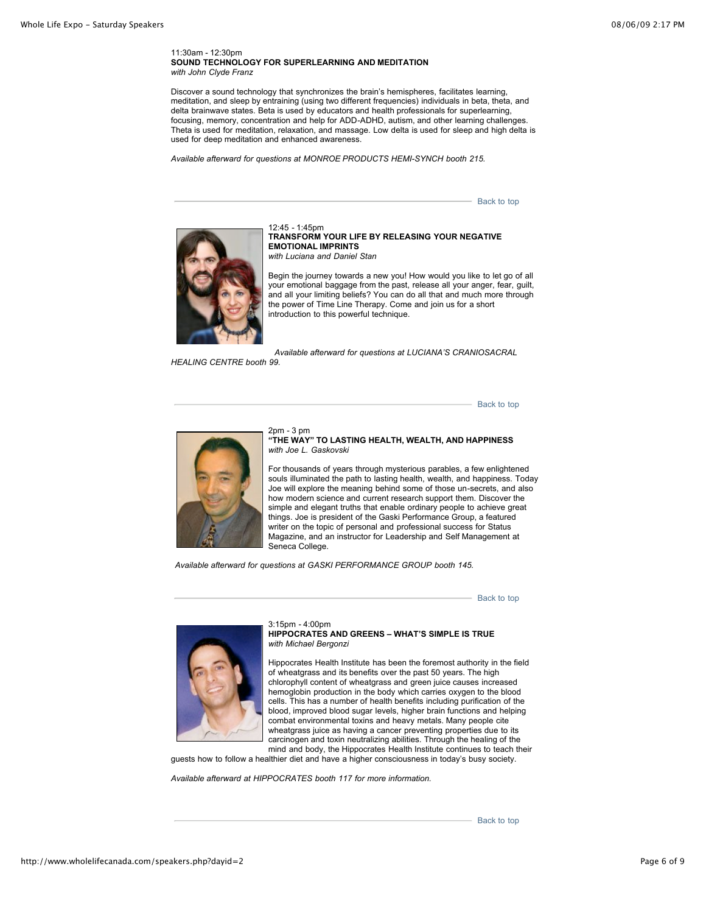11:30am - 12:30pm

**SOUND TECHNOLOGY FOR SUPERLEARNING AND MEDITATION**

*with John Clyde Franz*

Discover a sound technology that synchronizes the brain's hemispheres, facilitates learning, meditation, and sleep by entraining (using two different frequencies) individuals in beta, theta, and delta brainwave states. Beta is used by educators and health professionals for superlearning, focusing, memory, concentration and help for ADD-ADHD, autism, and other learning challenges. Theta is used for meditation, relaxation, and massage. Low delta is used for sleep and high delta is used for deep meditation and enhanced awareness.

*Available afterward for questions at MONROE PRODUCTS HEMI-SYNCH booth 215.*

Back to top

12:45 - 1:45pm

**TRANSFORM YOUR LIFE BY RELEASING YOUR NEGATIVE EMOTIONAL IMPRINTS**

*with Luciana and Daniel Stan*

Begin the journey towards a new you! How would you like to let go of all your emotional baggage from the past, release all your anger, fear, guilt, and all your limiting beliefs? You can do all that and much more through the power of Time Line Therapy. Come and join us for a short introduction to this powerful technique.

*Available afterward for questions at LUCIANA'S CRANIOSACRAL HEALING CENTRE booth 99.*

Back to top

2pm - 3 pm

**"THE WAY" TO LASTING HEALTH, WEALTH, AND HAPPINESS**

*with Joe L. Gaskovski*

For thousands of years through mysterious parables, a few enlightened souls illuminated the path to lasting health, wealth, and happiness. Today Joe will explore the meaning behind some of those un-secrets, and also how modern science and current research support them. Discover the simple and elegant truths that enable ordinary people to achieve great things. Joe is president of the Gaski Performance Group, a featured writer on the topic of personal and professional success for Status Magazine, and an instructor for Leadership and Self Management at Seneca College.

*Available afterward for questions at GASKI PERFORMANCE GROUP booth 145.*

Back to top

3:15pm - 4:00pm

**HIPPOCRATES AND GREENS – WHAT'S SIMPLE IS TRUE**

*with Michael Bergonzi*

Hippocrates Health Institute has been the foremost authority in the field of wheatgrass and its benefits over the past 50 years. The high chlorophyll content of wheatgrass and green juice causes increased hemoglobin production in the body which carries oxygen to the blood cells. This has a number of health benefits including purification of the blood, improved blood sugar levels, higher brain functions and helping combat environmental toxins and heavy metals. Many people cite wheatgrass juice as having a cancer preventing properties due to its carcinogen and toxin neutralizing abilities. Through the healing of the mind and body, the Hippocrates Health Institute continues to teach their guests how to follow a healthier diet and have a higher consciousness in today's busy society.

*Available afterward at HIPPOCRATES booth 117 for more information.*

Back to top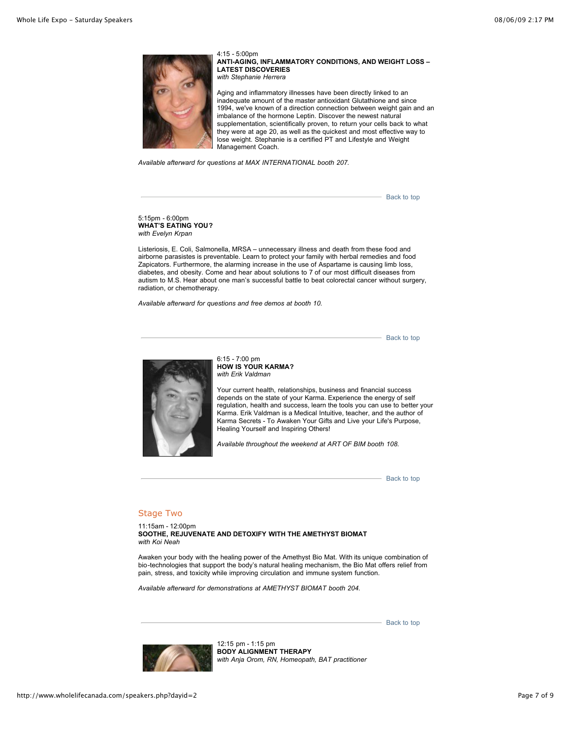4:15 - 5:00pm
**ANTI-AGING, INFLAMMATORY CONDITIONS, AND WEIGHT LOSS – LATEST DISCOVERIES**
*with Stephanie Herrera*

Aging and inflammatory illnesses have been directly linked to an inadequate amount of the master antioxidant Glutathione and since 1994, we've known of a direction connection between weight gain and an imbalance of the hormone Leptin. Discover the newest natural supplementation, scientifically proven, to return your cells back to what they were at age 20, as well as the quickest and most effective way to lose weight. Stephanie is a certified PT and Lifestyle and Weight Management Coach.

*Available afterward for questions at MAX INTERNATIONAL booth 207.*

Back to top

5:15pm - 6:00pm
**WHAT'S EATING YOU?**
*with Evelyn Krpan*

Listeriosis, E. Coli, Salmonella, MRSA – unnecessary illness and death from these food and airborne parasistes is preventable. Learn to protect your family with herbal remedies and food Zapicators. Furthermore, the alarming increase in the use of Aspartame is causing limb loss, diabetes, and obesity. Come and hear about solutions to 7 of our most difficult diseases from autism to M.S. Hear about one man's successful battle to beat colorectal cancer without surgery, radiation, or chemotherapy.

*Available afterward for questions and free demos at booth 10.*

Back to top

6:15 - 7:00 pm
**HOW IS YOUR KARMA?**
*with Erik Valdman*

Your current health, relationships, business and financial success depends on the state of your Karma. Experience the energy of self regulation, health and success, learn the tools you can use to better your Karma. Erik Valdman is a Medical Intuitive, teacher, and the author of Karma Secrets - To Awaken Your Gifts and Live your Life's Purpose, Healing Yourself and Inspiring Others!

*Available throughout the weekend at ART OF BIM booth 108.*

Back to top

## Stage Two

11:15am - 12:00pm
**SOOTHE, REJUVENATE AND DETOXIFY WITH THE AMETHYST BIOMAT**
*with Koi Neah*

Awaken your body with the healing power of the Amethyst Bio Mat. With its unique combination of bio-technologies that support the body's natural healing mechanism, the Bio Mat offers relief from pain, stress, and toxicity while improving circulation and immune system function.

*Available afterward for demonstrations at AMETHYST BIOMAT booth 204.*

Back to top

12:15 pm - 1:15 pm
**BODY ALIGNMENT THERAPY**
*with Anja Orom, RN, Homeopath, BAT practitioner*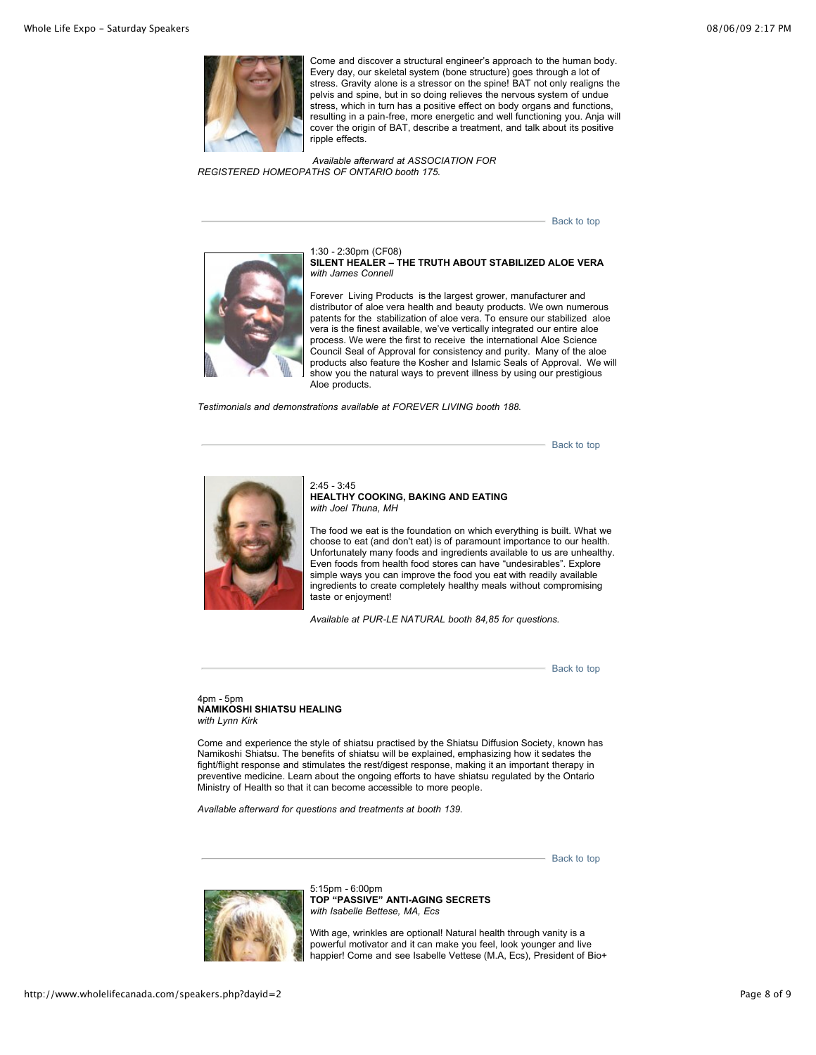Come and discover a structural engineer's approach to the human body. Every day, our skeletal system (bone structure) goes through a lot of stress. Gravity alone is a stressor on the spine! BAT not only realigns the pelvis and spine, but in so doing relieves the nervous system of undue stress, which in turn has a positive effect on body organs and functions, resulting in a pain-free, more energetic and well functioning you. Anja will cover the origin of BAT, describe a treatment, and talk about its positive ripple effects.

*Available afterward at ASSOCIATION FOR REGISTERED HOMEOPATHS OF ONTARIO booth 175.*

---

Back to top

1:30 - 2:30pm (CF08)
**SILENT HEALER – THE TRUTH ABOUT STABILIZED ALOE VERA**
*with James Connell*

Forever Living Products is the largest grower, manufacturer and distributor of aloe vera health and beauty products. We own numerous patents for the stabilization of aloe vera. To ensure our stabilized aloe vera is the finest available, we've vertically integrated our entire aloe process. We were the first to receive the international Aloe Science Council Seal of Approval for consistency and purity. Many of the aloe products also feature the Kosher and Islamic Seals of Approval. We will show you the natural ways to prevent illness by using our prestigious Aloe products.

*Testimonials and demonstrations available at FOREVER LIVING booth 188.*

---

Back to top

2:45 - 3:45
**HEALTHY COOKING, BAKING AND EATING**
*with Joel Thuna, MH*

The food we eat is the foundation on which everything is built. What we choose to eat (and don't eat) is of paramount importance to our health. Unfortunately many foods and ingredients available to us are unhealthy. Even foods from health food stores can have "undesirables". Explore simple ways you can improve the food you eat with readily available ingredients to create completely healthy meals without compromising taste or enjoyment!

*Available at PUR-LE NATURAL booth 84,85 for questions.*

---

Back to top

4pm - 5pm
**NAMIKOSHI SHIATSU HEALING**
*with Lynn Kirk*

Come and experience the style of shiatsu practised by the Shiatsu Diffusion Society, known has Namikoshi Shiatsu. The benefits of shiatsu will be explained, emphasizing how it sedates the fight/flight response and stimulates the rest/digest response, making it an important therapy in preventive medicine. Learn about the ongoing efforts to have shiatsu regulated by the Ontario Ministry of Health so that it can become accessible to more people.

*Available afterward for questions and treatments at booth 139.*

---

Back to top

5:15pm - 6:00pm
**TOP "PASSIVE" ANTI-AGING SECRETS**
*with Isabelle Bettese, MA, Ecs*

With age, wrinkles are optional! Natural health through vanity is a powerful motivator and it can make you feel, look younger and live happier! Come and see Isabelle Vettese (M.A, Ecs), President of Bio+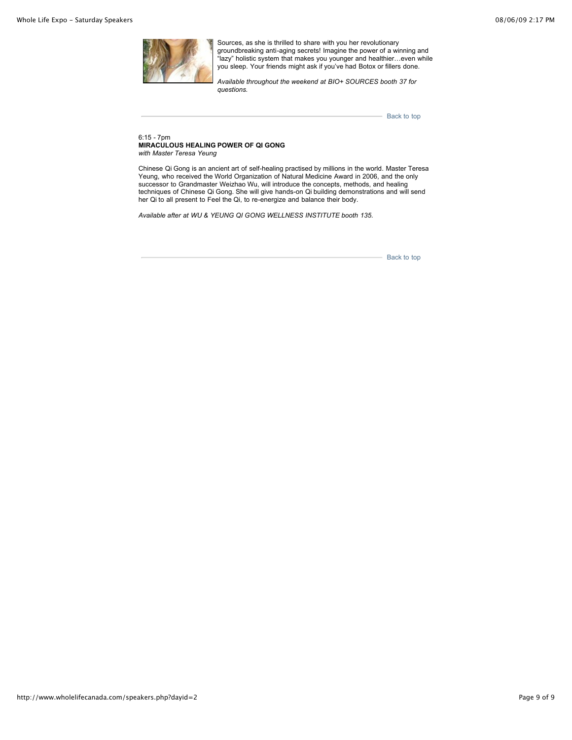Sources, as she is thrilled to share with you her revolutionary groundbreaking anti-aging secrets! Imagine the power of a winning and "lazy" holistic system that makes you younger and healthier…even while you sleep. Your friends might ask if you've had Botox or fillers done.

*Available throughout the weekend at BIO+ SOURCES booth 37 for questions.*

Back to top

6:15 - 7pm
**MIRACULOUS HEALING POWER OF QI GONG**
*with Master Teresa Yeung*

Chinese Qi Gong is an ancient art of self-healing practised by millions in the world. Master Teresa Yeung, who received the World Organization of Natural Medicine Award in 2006, and the only successor to Grandmaster Weizhao Wu, will introduce the concepts, methods, and healing techniques of Chinese Qi Gong. She will give hands-on Qi building demonstrations and will send her Qi to all present to Feel the Qi, to re-energize and balance their body.

*Available after at WU & YEUNG QI GONG WELLNESS INSTITUTE booth 135.*

Back to top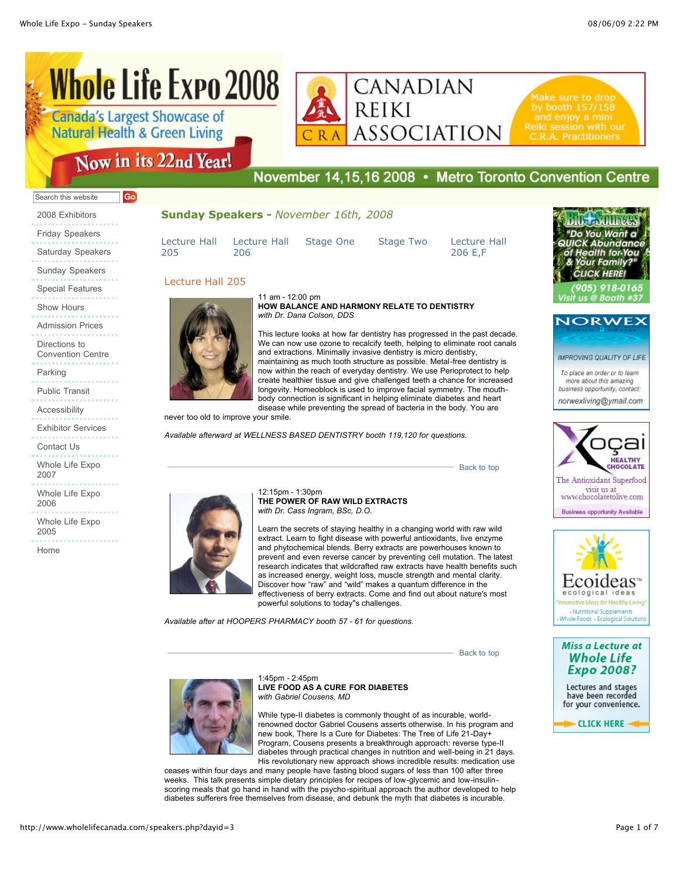# Whole Life Expo 2008

Canada's Largest Showcase of Natural Health & Green Living

Now in its 22nd Year!

CANADIAN REIKI ASSOCIATION

Make sure to drop by booth 157/158 and enjoy a mini Reiki session with our C.R.A. Practitioners

November 14,15,16 2008 • Metro Toronto Convention Centre

Search this website Go

- 2008 Exhibitors
- Friday Speakers
- Saturday Speakers
- Sunday Speakers
- Special Features
- Show Hours
- Admission Prices
- Directions to Convention Centre
- Parking
- Public Transit
- Accessibility
- Exhibitor Services
- Contact Us
- Whole Life Expo 2007
- Whole Life Expo 2006
- Whole Life Expo 2005
- Home

## Sunday Speakers - *November 16th, 2008*

Lecture Hall 205 | Lecture Hall 206 | Stage One | Stage Two | Lecture Hall 206 E,F

### Lecture Hall 205

11 am - 12:00 pm
**HOW BALANCE AND HARMONY RELATE TO DENTISTRY**
*with Dr. Dana Colson, DDS*

This lecture looks at how far dentistry has progressed in the past decade. We can now use ozone to recalcify teeth, helping to eliminate root canals and extractions. Minimally invasive dentistry is micro dentistry, maintaining as much tooth structure as possible. Metal-free dentistry is now within the reach of everyday dentistry. We use Perioprotect to help create healthier tissue and give challenged teeth a chance for increased longevity. Homeoblock is used to improve facial symmetry. The mouth-body connection is significant in helping eliminate diabetes and heart disease while preventing the spread of bacteria in the body. You are never too old to improve your smile.

*Available afterward at WELLNESS BASED DENTISTRY booth 119,120 for questions.*

Back to top

12:15pm - 1:30pm
**THE POWER OF RAW WILD EXTRACTS**
*with Dr. Cass Ingram, BSc, D.O.*

Learn the secrets of staying healthy in a changing world with raw wild extract. Learn to fight disease with powerful antioxidants, live enzyme and phytochemical blends. Berry extracts are powerhouses known to prevent and even reverse cancer by preventing cell mutation. The latest research indicates that wildcrafted raw extracts have health benefits such as increased energy, weight loss, muscle strength and mental clarity. Discover how "raw" and "wild" makes a quantum difference in the effectiveness of berry extracts. Come and find out about nature's most powerful solutions to today"s challenges.

*Available after at HOOPERS PHARMACY booth 57 - 61 for questions.*

Back to top

1:45pm - 2:45pm
**LIVE FOOD AS A CURE FOR DIABETES**
*with Gabriel Cousens, MD*

While type-II diabetes is commonly thought of as incurable, world-renowned doctor Gabriel Cousens asserts otherwise. In his program and new book, There Is a Cure for Diabetes: The Tree of Life 21-Day+ Program, Cousens presents a breakthrough approach: reverse type-II diabetes through practical changes in nutrition and well-being in 21 days. His revolutionary new approach shows incredible results: medication use ceases within four days and many people have fasting blood sugars of less than 100 after three weeks. This talk presents simple dietary principles for recipes of low-glycemic and low-insulin-scoring meals that go hand in hand with the psycho-spiritual approach the author developed to help diabetes sufferers free themselves from disease, and debunk the myth that diabetes is incurable.

Bio-Sources: "Do You Want a QUICK Abundance of Health for You & Your Family?" CLICK HERE! (905) 918-0165 Visit us @ Booth #37

NORWEX Enviro Products — IMPROVING QUALITY OF LIFE. To place an order or to learn more about this amazing business opportunity, contact: norwexliving@ymail.com

Xoçai HEALTHY CHOCOLATE — The Antioxidant Superfood, visit us at www.chocolatetolive.com. Business opportunity Available

Ecoideas™ ecological ideas — "Innovative Ideas for Healthy Living" • Nutritional Supplements • Whole Foods • Ecological Solutions

Miss a Lecture at Whole Life Expo 2008? Lectures and stages have been recorded for your convenience. CLICK HERE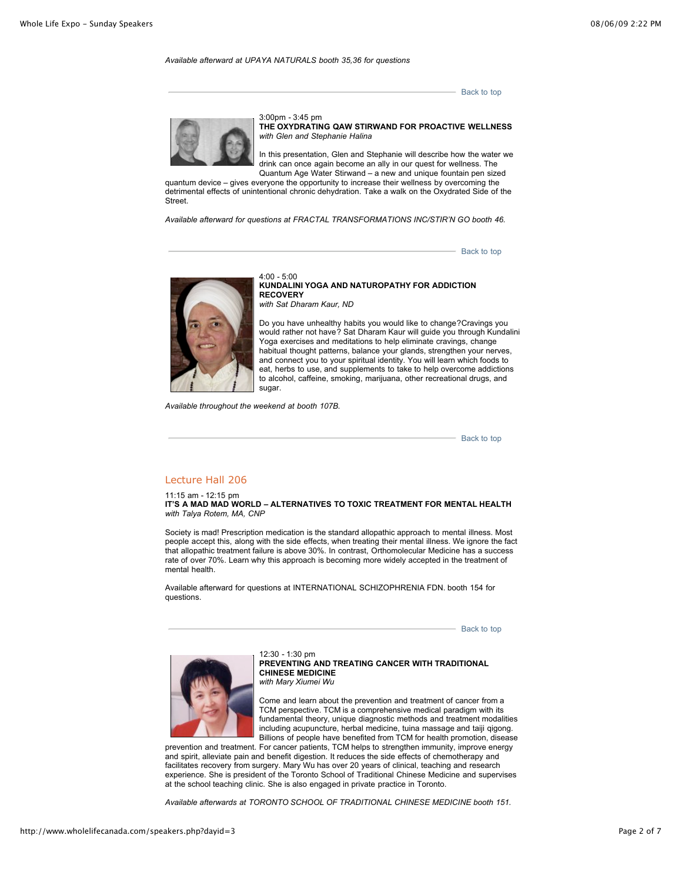*Available afterward at UPAYA NATURALS booth 35,36 for questions*

Back to top

3:00pm - 3:45 pm
**THE OXYDRATING QAW STIRWAND FOR PROACTIVE WELLNESS**
*with Glen and Stephanie Halina*

In this presentation, Glen and Stephanie will describe how the water we drink can once again become an ally in our quest for wellness. The Quantum Age Water Stirwand – a new and unique fountain pen sized quantum device – gives everyone the opportunity to increase their wellness by overcoming the detrimental effects of unintentional chronic dehydration. Take a walk on the Oxydrated Side of the Street.

*Available afterward for questions at FRACTAL TRANSFORMATIONS INC/STIR'N GO booth 46.*

Back to top

4:00 - 5:00
**KUNDALINI YOGA AND NATUROPATHY FOR ADDICTION RECOVERY**
*with Sat Dharam Kaur, ND*

Do you have unhealthy habits you would like to change?Cravings you would rather not have? Sat Dharam Kaur will guide you through Kundalini Yoga exercises and meditations to help eliminate cravings, change habitual thought patterns, balance your glands, strengthen your nerves, and connect you to your spiritual identity. You will learn which foods to eat, herbs to use, and supplements to take to help overcome addictions to alcohol, caffeine, smoking, marijuana, other recreational drugs, and sugar.

*Available throughout the weekend at booth 107B.*

Back to top

## Lecture Hall 206

11:15 am - 12:15 pm
**IT'S A MAD MAD WORLD – ALTERNATIVES TO TOXIC TREATMENT FOR MENTAL HEALTH**
*with Talya Rotem, MA, CNP*

Society is mad! Prescription medication is the standard allopathic approach to mental illness. Most people accept this, along with the side effects, when treating their mental illness. We ignore the fact that allopathic treatment failure is above 30%. In contrast, Orthomolecular Medicine has a success rate of over 70%. Learn why this approach is becoming more widely accepted in the treatment of mental health.

Available afterward for questions at INTERNATIONAL SCHIZOPHRENIA FDN. booth 154 for questions.

Back to top

12:30 - 1:30 pm
**PREVENTING AND TREATING CANCER WITH TRADITIONAL CHINESE MEDICINE**
*with Mary Xiumei Wu*

Come and learn about the prevention and treatment of cancer from a TCM perspective. TCM is a comprehensive medical paradigm with its fundamental theory, unique diagnostic methods and treatment modalities including acupuncture, herbal medicine, tuina massage and taiji qigong. Billions of people have benefited from TCM for health promotion, disease prevention and treatment. For cancer patients, TCM helps to strengthen immunity, improve energy and spirit, alleviate pain and benefit digestion. It reduces the side effects of chemotherapy and facilitates recovery from surgery. Mary Wu has over 20 years of clinical, teaching and research experience. She is president of the Toronto School of Traditional Chinese Medicine and supervises at the school teaching clinic. She is also engaged in private practice in Toronto.

*Available afterwards at TORONTO SCHOOL OF TRADITIONAL CHINESE MEDICINE booth 151.*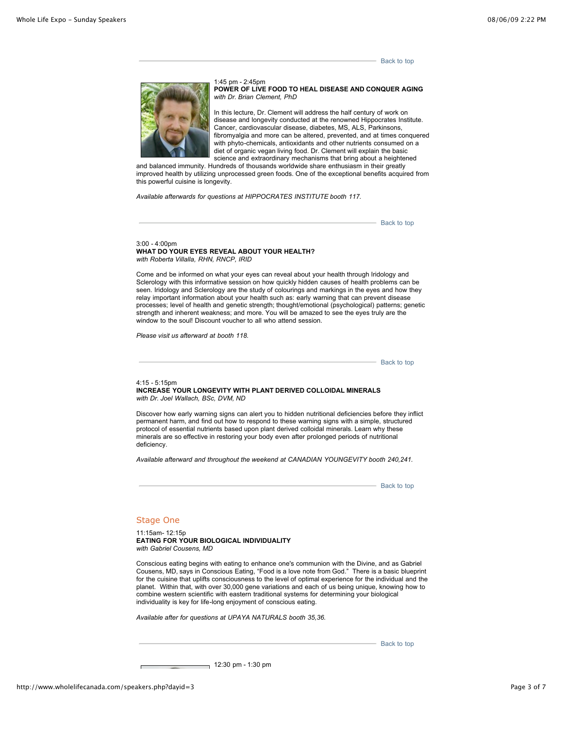Back to top

1:45 pm - 2:45pm
**POWER OF LIVE FOOD TO HEAL DISEASE AND CONQUER AGING**
*with Dr. Brian Clement, PhD*

In this lecture, Dr. Clement will address the half century of work on disease and longevity conducted at the renowned Hippocrates Institute. Cancer, cardiovascular disease, diabetes, MS, ALS, Parkinsons, fibromyalgia and more can be altered, prevented, and at times conquered with phyto-chemicals, antioxidants and other nutrients consumed on a diet of organic vegan living food. Dr. Clement will explain the basic science and extraordinary mechanisms that bring about a heightened and balanced immunity. Hundreds of thousands worldwide share enthusiasm in their greatly improved health by utilizing unprocessed green foods. One of the exceptional benefits acquired from this powerful cuisine is longevity.

*Available afterwards for questions at HIPPOCRATES INSTITUTE booth 117.*

Back to top

3:00 - 4:00pm
**WHAT DO YOUR EYES REVEAL ABOUT YOUR HEALTH?**
*with Roberta Villalla, RHN, RNCP, IRID*

Come and be informed on what your eyes can reveal about your health through Iridology and Sclerology with this informative session on how quickly hidden causes of health problems can be seen. Iridology and Sclerology are the study of colourings and markings in the eyes and how they relay important information about your health such as: early warning that can prevent disease processes; level of health and genetic strength; thought/emotional (psychological) patterns; genetic strength and inherent weakness; and more. You will be amazed to see the eyes truly are the window to the soul! Discount voucher to all who attend session.

*Please visit us afterward at booth 118.*

Back to top

4:15 - 5:15pm
**INCREASE YOUR LONGEVITY WITH PLANT DERIVED COLLOIDAL MINERALS**
*with Dr. Joel Wallach, BSc, DVM, ND*

Discover how early warning signs can alert you to hidden nutritional deficiencies before they inflict permanent harm, and find out how to respond to these warning signs with a simple, structured protocol of essential nutrients based upon plant derived colloidal minerals. Learn why these minerals are so effective in restoring your body even after prolonged periods of nutritional deficiency.

*Available afterward and throughout the weekend at CANADIAN YOUNGEVITY booth 240,241.*

Back to top

## Stage One

11:15am- 12:15p
**EATING FOR YOUR BIOLOGICAL INDIVIDUALITY**
*with Gabriel Cousens, MD*

Conscious eating begins with eating to enhance one's communion with the Divine, and as Gabriel Cousens, MD, says in Conscious Eating, "Food is a love note from God." There is a basic blueprint for the cuisine that uplifts consciousness to the level of optimal experience for the individual and the planet. Within that, with over 30,000 gene variations and each of us being unique, knowing how to combine western scientific with eastern traditional systems for determining your biological individuality is key for life-long enjoyment of conscious eating.

*Available after for questions at UPAYA NATURALS booth 35,36.*

Back to top

12:30 pm - 1:30 pm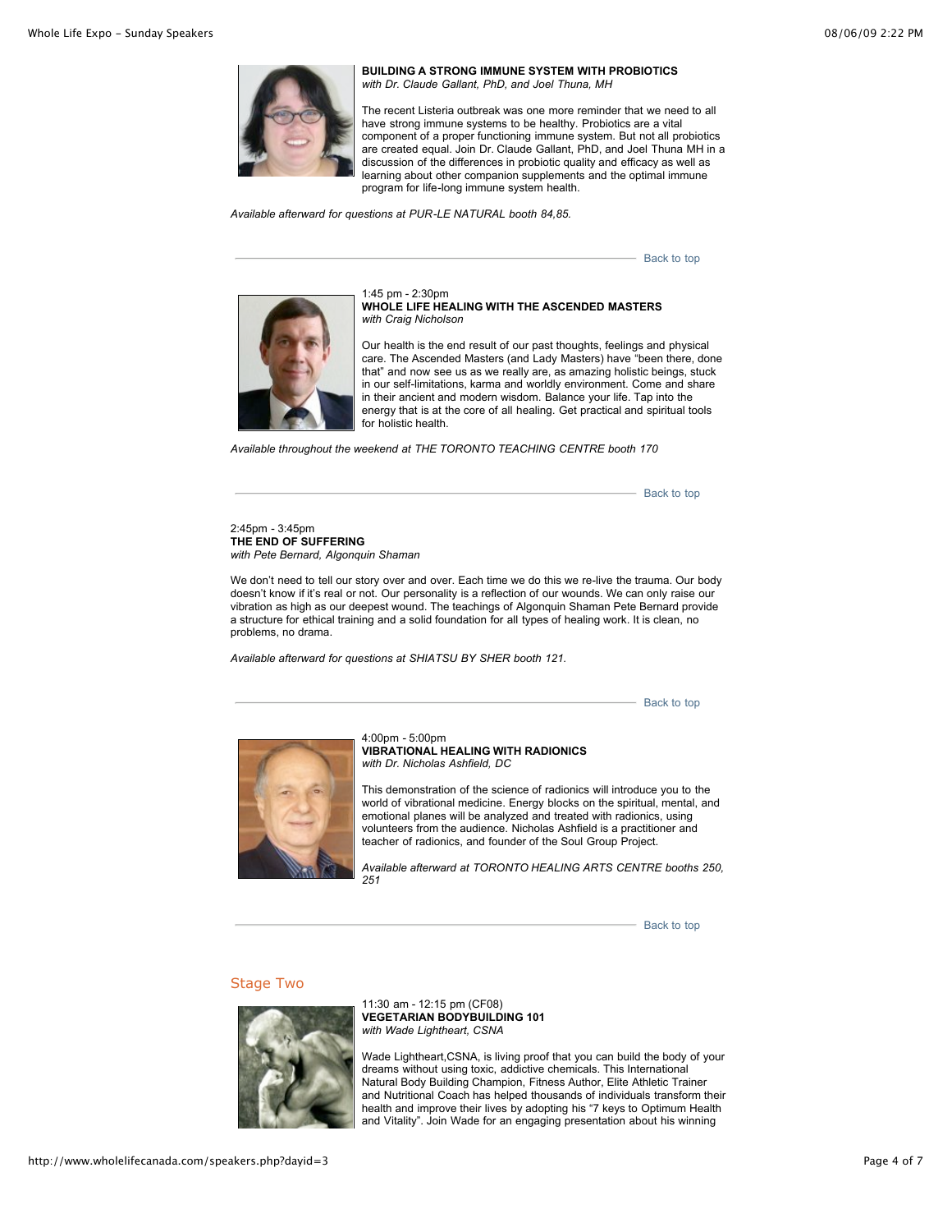**BUILDING A STRONG IMMUNE SYSTEM WITH PROBIOTICS**
*with Dr. Claude Gallant, PhD, and Joel Thuna, MH*

The recent Listeria outbreak was one more reminder that we need to all have strong immune systems to be healthy. Probiotics are a vital component of a proper functioning immune system. But not all probiotics are created equal. Join Dr. Claude Gallant, PhD, and Joel Thuna MH in a discussion of the differences in probiotic quality and efficacy as well as learning about other companion supplements and the optimal immune program for life-long immune system health.

*Available afterward for questions at PUR-LE NATURAL booth 84,85.*

Back to top

---

1:45 pm - 2:30pm
**WHOLE LIFE HEALING WITH THE ASCENDED MASTERS**
*with Craig Nicholson*

Our health is the end result of our past thoughts, feelings and physical care. The Ascended Masters (and Lady Masters) have "been there, done that" and now see us as we really are, as amazing holistic beings, stuck in our self-limitations, karma and worldly environment. Come and share in their ancient and modern wisdom. Balance your life. Tap into the energy that is at the core of all healing. Get practical and spiritual tools for holistic health.

*Available throughout the weekend at THE TORONTO TEACHING CENTRE booth 170*

Back to top

---

2:45pm - 3:45pm
**THE END OF SUFFERING**
*with Pete Bernard, Algonquin Shaman*

We don't need to tell our story over and over. Each time we do this we re-live the trauma. Our body doesn't know if it's real or not. Our personality is a reflection of our wounds. We can only raise our vibration as high as our deepest wound. The teachings of Algonquin Shaman Pete Bernard provide a structure for ethical training and a solid foundation for all types of healing work. It is clean, no problems, no drama.

*Available afterward for questions at SHIATSU BY SHER booth 121.*

Back to top

---

4:00pm - 5:00pm
**VIBRATIONAL HEALING WITH RADIONICS**
*with Dr. Nicholas Ashfield, DC*

This demonstration of the science of radionics will introduce you to the world of vibrational medicine. Energy blocks on the spiritual, mental, and emotional planes will be analyzed and treated with radionics, using volunteers from the audience. Nicholas Ashfield is a practitioner and teacher of radionics, and founder of the Soul Group Project.

*Available afterward at TORONTO HEALING ARTS CENTRE booths 250, 251*

Back to top

---

## Stage Two

11:30 am - 12:15 pm (CF08)
**VEGETARIAN BODYBUILDING 101**
*with Wade Lightheart, CSNA*

Wade Lightheart,CSNA, is living proof that you can build the body of your dreams without using toxic, addictive chemicals. This International Natural Body Building Champion, Fitness Author, Elite Athletic Trainer and Nutritional Coach has helped thousands of individuals transform their health and improve their lives by adopting his "7 keys to Optimum Health and Vitality". Join Wade for an engaging presentation about his winning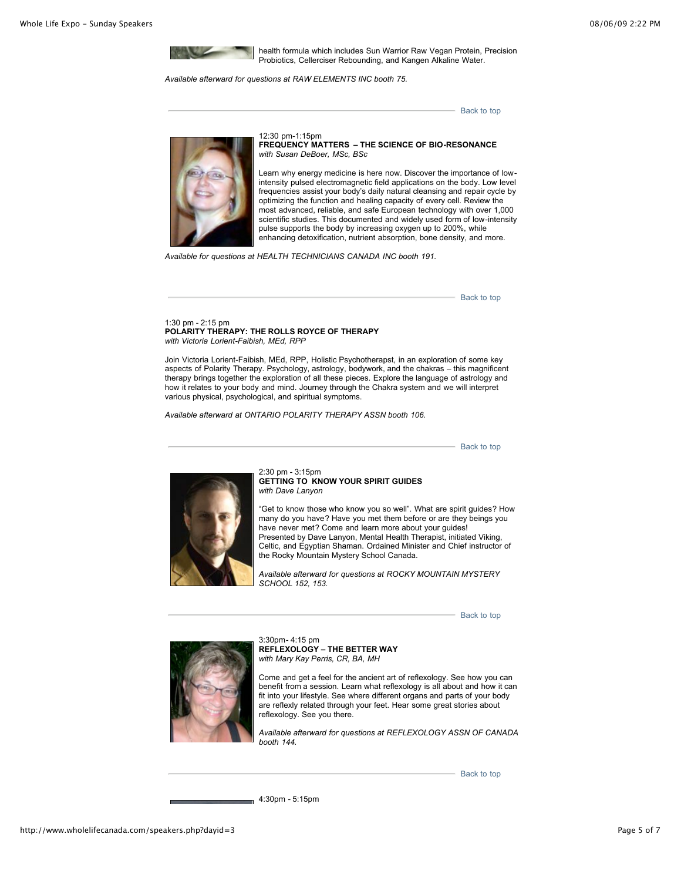health formula which includes Sun Warrior Raw Vegan Protein, Precision Probiotics, Cellerciser Rebounding, and Kangen Alkaline Water.

*Available afterward for questions at RAW ELEMENTS INC booth 75.*

Back to top

12:30 pm-1:15pm
**FREQUENCY MATTERS – THE SCIENCE OF BIO-RESONANCE**
*with Susan DeBoer, MSc, BSc*

Learn why energy medicine is here now. Discover the importance of low-intensity pulsed electromagnetic field applications on the body. Low level frequencies assist your body's daily natural cleansing and repair cycle by optimizing the function and healing capacity of every cell. Review the most advanced, reliable, and safe European technology with over 1,000 scientific studies. This documented and widely used form of low-intensity pulse supports the body by increasing oxygen up to 200%, while enhancing detoxification, nutrient absorption, bone density, and more.

*Available for questions at HEALTH TECHNICIANS CANADA INC booth 191.*

Back to top

1:30 pm - 2:15 pm
**POLARITY THERAPY: THE ROLLS ROYCE OF THERAPY**
*with Victoria Lorient-Faibish, MEd, RPP*

Join Victoria Lorient-Faibish, MEd, RPP, Holistic Psychotherapist, in an exploration of some key aspects of Polarity Therapy. Psychology, astrology, bodywork, and the chakras – this magnificent therapy brings together the exploration of all these pieces. Explore the language of astrology and how it relates to your body and mind. Journey through the Chakra system and we will interpret various physical, psychological, and spiritual symptoms.

*Available afterward at ONTARIO POLARITY THERAPY ASSN booth 106.*

Back to top

2:30 pm - 3:15pm
**GETTING TO KNOW YOUR SPIRIT GUIDES**
*with Dave Lanyon*

"Get to know those who know you so well". What are spirit guides? How many do you have? Have you met them before or are they beings you have never met? Come and learn more about your guides!
Presented by Dave Lanyon, Mental Health Therapist, initiated Viking, Celtic, and Egyptian Shaman. Ordained Minister and Chief instructor of the Rocky Mountain Mystery School Canada.

*Available afterward for questions at ROCKY MOUNTAIN MYSTERY SCHOOL 152, 153.*

Back to top

3:30pm- 4:15 pm
**REFLEXOLOGY – THE BETTER WAY**
*with Mary Kay Perris, CR, BA, MH*

Come and get a feel for the ancient art of reflexology. See how you can benefit from a session. Learn what reflexology is all about and how it can fit into your lifestyle. See where different organs and parts of your body are reflexly related through your feet. Hear some great stories about reflexology. See you there.

*Available afterward for questions at REFLEXOLOGY ASSN OF CANADA booth 144.*

Back to top

4:30pm - 5:15pm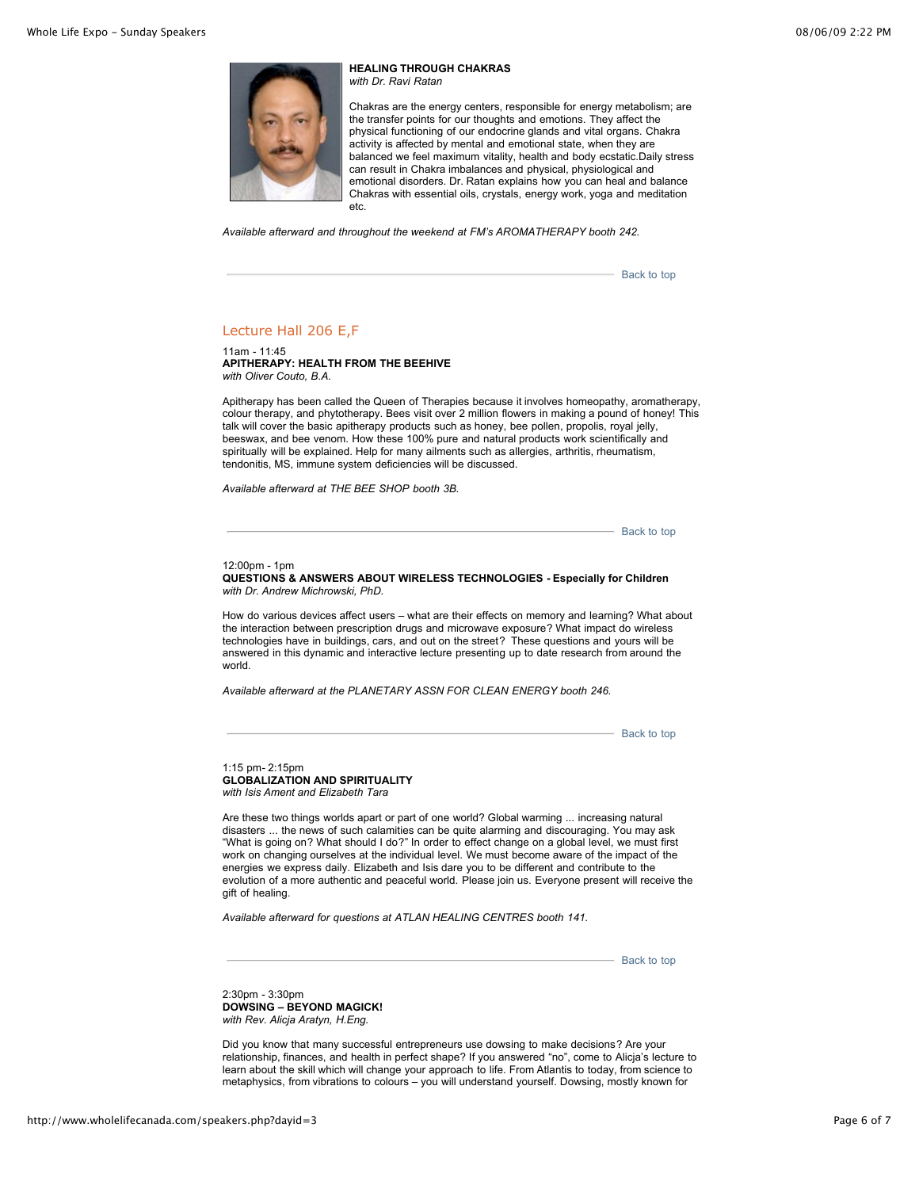**HEALING THROUGH CHAKRAS**
*with Dr. Ravi Ratan*

Chakras are the energy centers, responsible for energy metabolism; are the transfer points for our thoughts and emotions. They affect the physical functioning of our endocrine glands and vital organs. Chakra activity is affected by mental and emotional state, when they are balanced we feel maximum vitality, health and body ecstatic.Daily stress can result in Chakra imbalances and physical, physiological and emotional disorders. Dr. Ratan explains how you can heal and balance Chakras with essential oils, crystals, energy work, yoga and meditation etc.

*Available afterward and throughout the weekend at FM's AROMATHERAPY booth 242.*

Back to top

## Lecture Hall 206 E,F

11am - 11:45
**APITHERAPY: HEALTH FROM THE BEEHIVE**
*with Oliver Couto, B.A.*

Apitherapy has been called the Queen of Therapies because it involves homeopathy, aromatherapy, colour therapy, and phytotherapy. Bees visit over 2 million flowers in making a pound of honey! This talk will cover the basic apitherapy products such as honey, bee pollen, propolis, royal jelly, beeswax, and bee venom. How these 100% pure and natural products work scientifically and spiritually will be explained. Help for many ailments such as allergies, arthritis, rheumatism, tendonitis, MS, immune system deficiencies will be discussed.

*Available afterward at THE BEE SHOP booth 3B.*

Back to top

12:00pm - 1pm
**QUESTIONS & ANSWERS ABOUT WIRELESS TECHNOLOGIES - Especially for Children**
*with Dr. Andrew Michrowski, PhD.*

How do various devices affect users – what are their effects on memory and learning? What about the interaction between prescription drugs and microwave exposure? What impact do wireless technologies have in buildings, cars, and out on the street? These questions and yours will be answered in this dynamic and interactive lecture presenting up to date research from around the world.

*Available afterward at the PLANETARY ASSN FOR CLEAN ENERGY booth 246.*

Back to top

1:15 pm- 2:15pm
**GLOBALIZATION AND SPIRITUALITY**
*with Isis Ament and Elizabeth Tara*

Are these two things worlds apart or part of one world? Global warming ... increasing natural disasters ... the news of such calamities can be quite alarming and discouraging. You may ask "What is going on? What should I do?" In order to effect change on a global level, we must first work on changing ourselves at the individual level. We must become aware of the impact of the energies we express daily. Elizabeth and Isis dare you to be different and contribute to the evolution of a more authentic and peaceful world. Please join us. Everyone present will receive the gift of healing.

*Available afterward for questions at ATLAN HEALING CENTRES booth 141.*

Back to top

2:30pm - 3:30pm
**DOWSING – BEYOND MAGICK!**
*with Rev. Alicja Aratyn, H.Eng.*

Did you know that many successful entrepreneurs use dowsing to make decisions? Are your relationship, finances, and health in perfect shape? If you answered "no", come to Alicja's lecture to learn about the skill which will change your approach to life. From Atlantis to today, from science to metaphysics, from vibrations to colours – you will understand yourself. Dowsing, mostly known for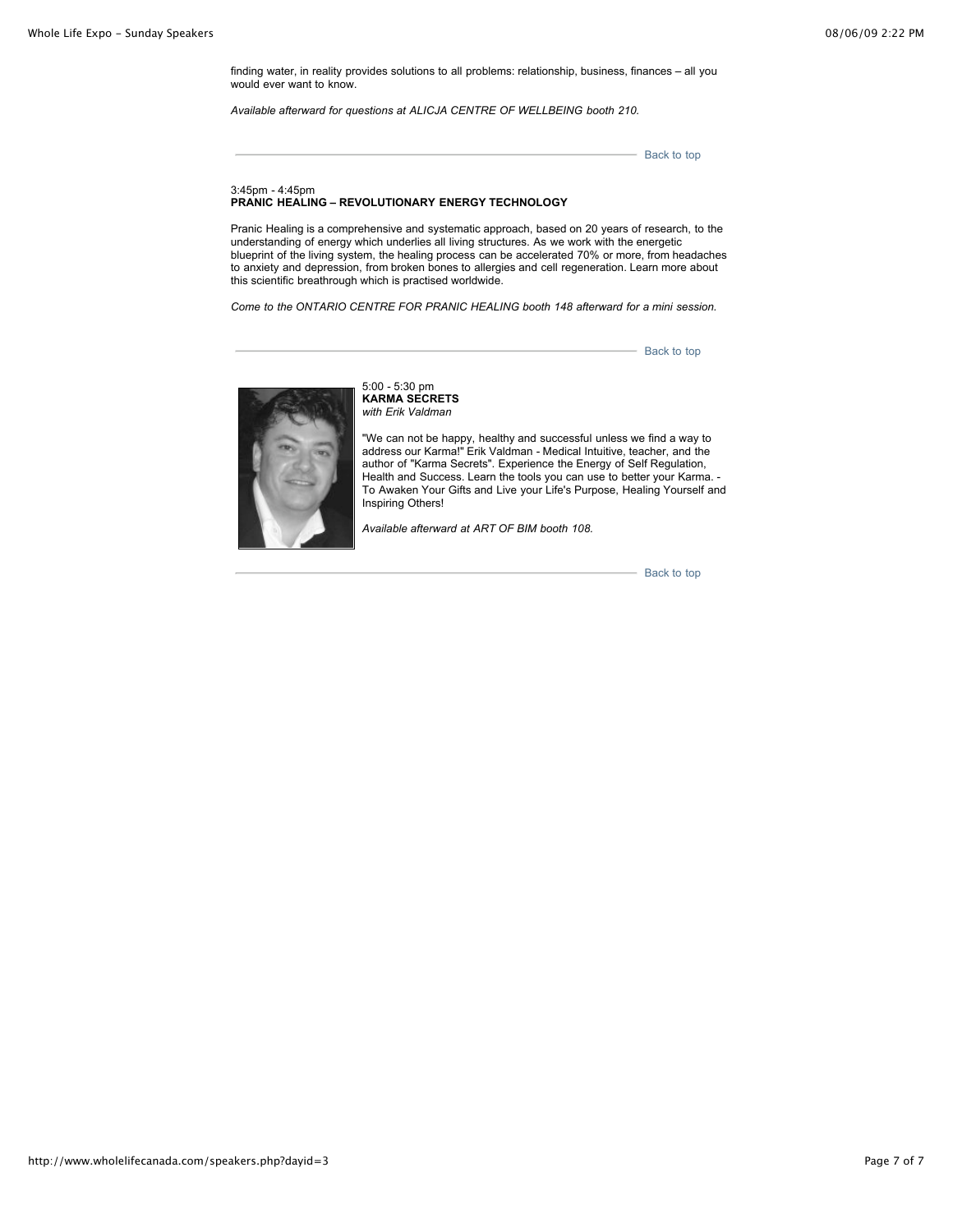finding water, in reality provides solutions to all problems: relationship, business, finances – all you would ever want to know.

*Available afterward for questions at ALICJA CENTRE OF WELLBEING booth 210.*

Back to top

3:45pm - 4:45pm
**PRANIC HEALING – REVOLUTIONARY ENERGY TECHNOLOGY**

Pranic Healing is a comprehensive and systematic approach, based on 20 years of research, to the understanding of energy which underlies all living structures. As we work with the energetic blueprint of the living system, the healing process can be accelerated 70% or more, from headaches to anxiety and depression, from broken bones to allergies and cell regeneration. Learn more about this scientific breathrough which is practised worldwide.

*Come to the ONTARIO CENTRE FOR PRANIC HEALING booth 148 afterward for a mini session.*

Back to top

5:00 - 5:30 pm
**KARMA SECRETS**
*with Erik Valdman*

"We can not be happy, healthy and successful unless we find a way to address our Karma!" Erik Valdman - Medical Intuitive, teacher, and the author of "Karma Secrets". Experience the Energy of Self Regulation, Health and Success. Learn the tools you can use to better your Karma. - To Awaken Your Gifts and Live your Life's Purpose, Healing Yourself and Inspiring Others!

*Available afterward at ART OF BIM booth 108.*

Back to top